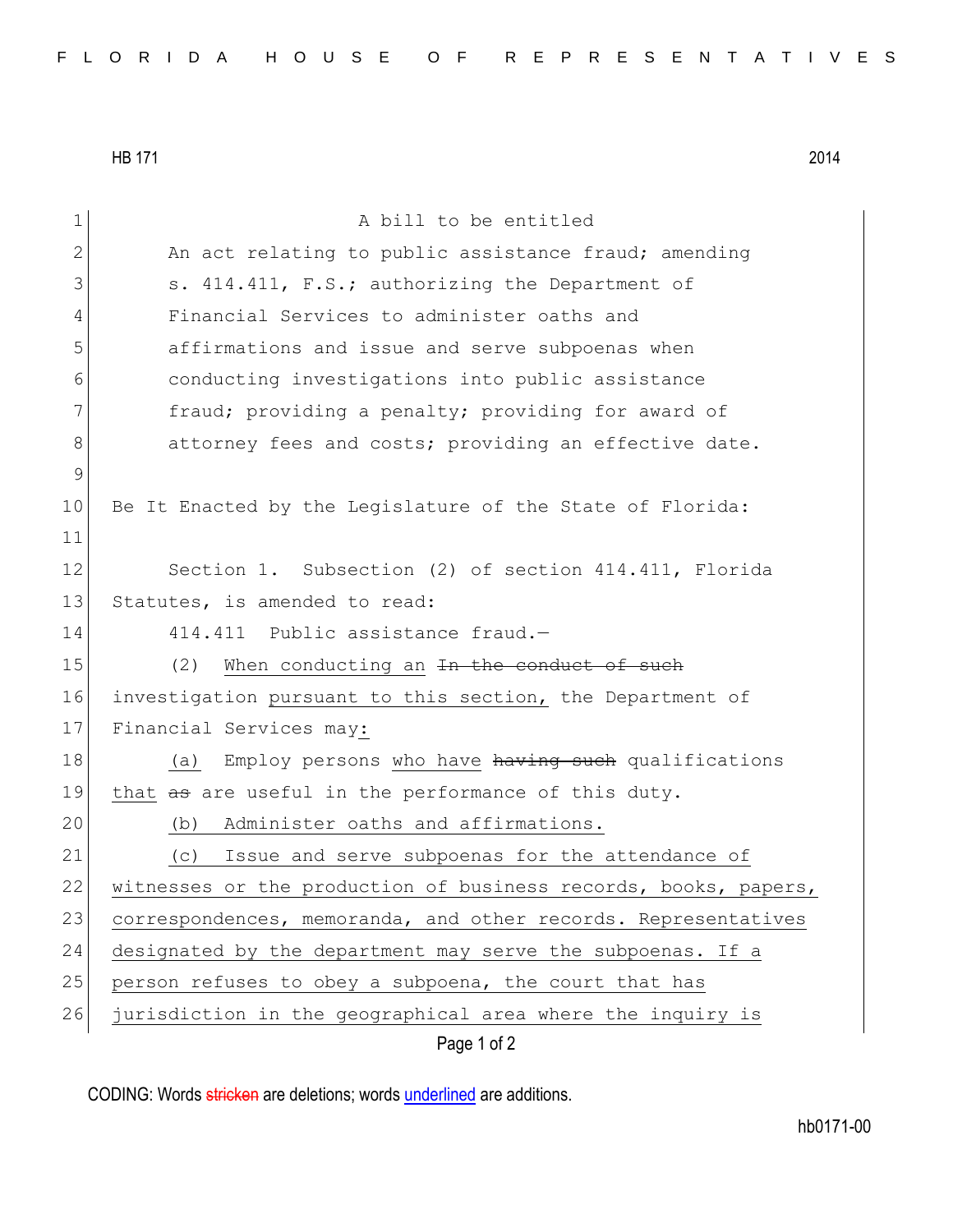HB 171 2014

A bill to be entitled

An act relating to public assistance fraud; amending s. 414.411, F.S.; authorizing the Department of Financial Services to administer oaths and affirmations and issue and serve subpoenas when conducting investigations into public assistance fraud; providing a penalty; providing for award of attorney fees and costs; providing an effective date.

Be It Enacted by the Legislature of the State of Florida:

Section 1. Subsection (2) of section 414.411, Florida Statutes, is amended to read:

414.411 Public assistance fraud.—

(2) When conducting an ~~In the conduct of such~~ investigation pursuant to this section, the Department of Financial Services may:

(a) Employ persons who have ~~having such~~ qualifications that ~~as~~ are useful in the performance of this duty.

(b) Administer oaths and affirmations.

(c) Issue and serve subpoenas for the attendance of witnesses or the production of business records, books, papers, correspondences, memoranda, and other records. Representatives designated by the department may serve the subpoenas. If a person refuses to obey a subpoena, the court that has jurisdiction in the geographical area where the inquiry is

CODING: Words ~~stricken~~ are deletions; words underlined are additions.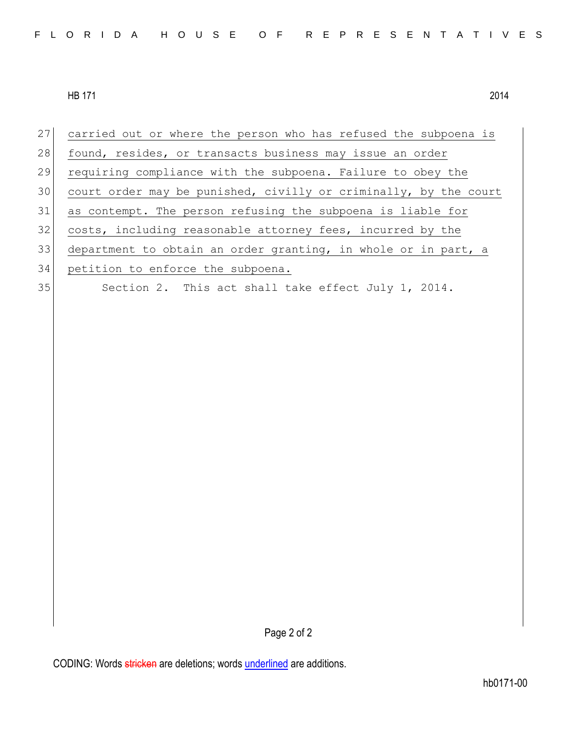27 carried out or where the person who has refused the subpoena is
28 found, resides, or transacts business may issue an order
29 requiring compliance with the subpoena. Failure to obey the
30 court order may be punished, civilly or criminally, by the court
31 as contempt. The person refusing the subpoena is liable for
32 costs, including reasonable attorney fees, incurred by the
33 department to obtain an order granting, in whole or in part, a
34 petition to enforce the subpoena.
35 Section 2. This act shall take effect July 1, 2014.

CODING: Words stricken are deletions; words underlined are additions.